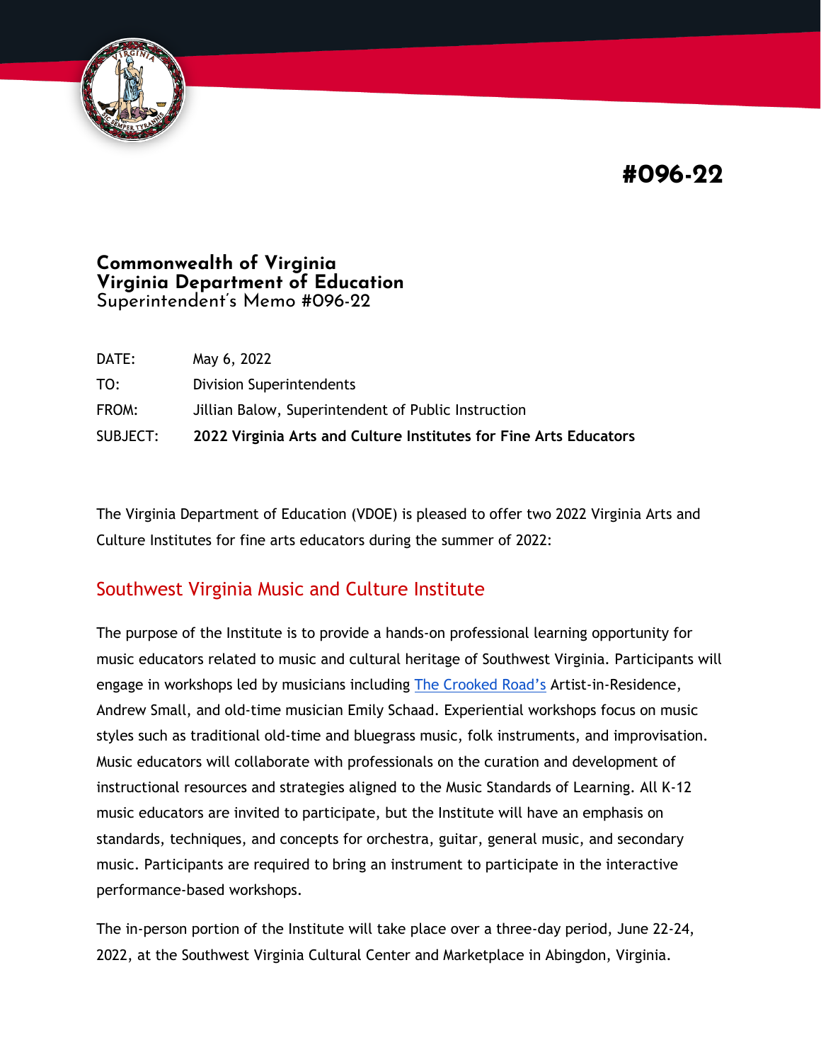# #096-22

**Commonwealth of Virginia**
**Virginia Department of Education**
Superintendent's Memo #096-22

| | |
|---|---|
| DATE: | May 6, 2022 |
| TO: | Division Superintendents |
| FROM: | Jillian Balow, Superintendent of Public Instruction |
| SUBJECT: | **2022 Virginia Arts and Culture Institutes for Fine Arts Educators** |

The Virginia Department of Education (VDOE) is pleased to offer two 2022 Virginia Arts and Culture Institutes for fine arts educators during the summer of 2022:

## Southwest Virginia Music and Culture Institute

The purpose of the Institute is to provide a hands-on professional learning opportunity for music educators related to music and cultural heritage of Southwest Virginia. Participants will engage in workshops led by musicians including The Crooked Road's Artist-in-Residence, Andrew Small, and old-time musician Emily Schaad. Experiential workshops focus on music styles such as traditional old-time and bluegrass music, folk instruments, and improvisation. Music educators will collaborate with professionals on the curation and development of instructional resources and strategies aligned to the Music Standards of Learning. All K-12 music educators are invited to participate, but the Institute will have an emphasis on standards, techniques, and concepts for orchestra, guitar, general music, and secondary music. Participants are required to bring an instrument to participate in the interactive performance-based workshops.

The in-person portion of the Institute will take place over a three-day period, June 22-24, 2022, at the Southwest Virginia Cultural Center and Marketplace in Abingdon, Virginia.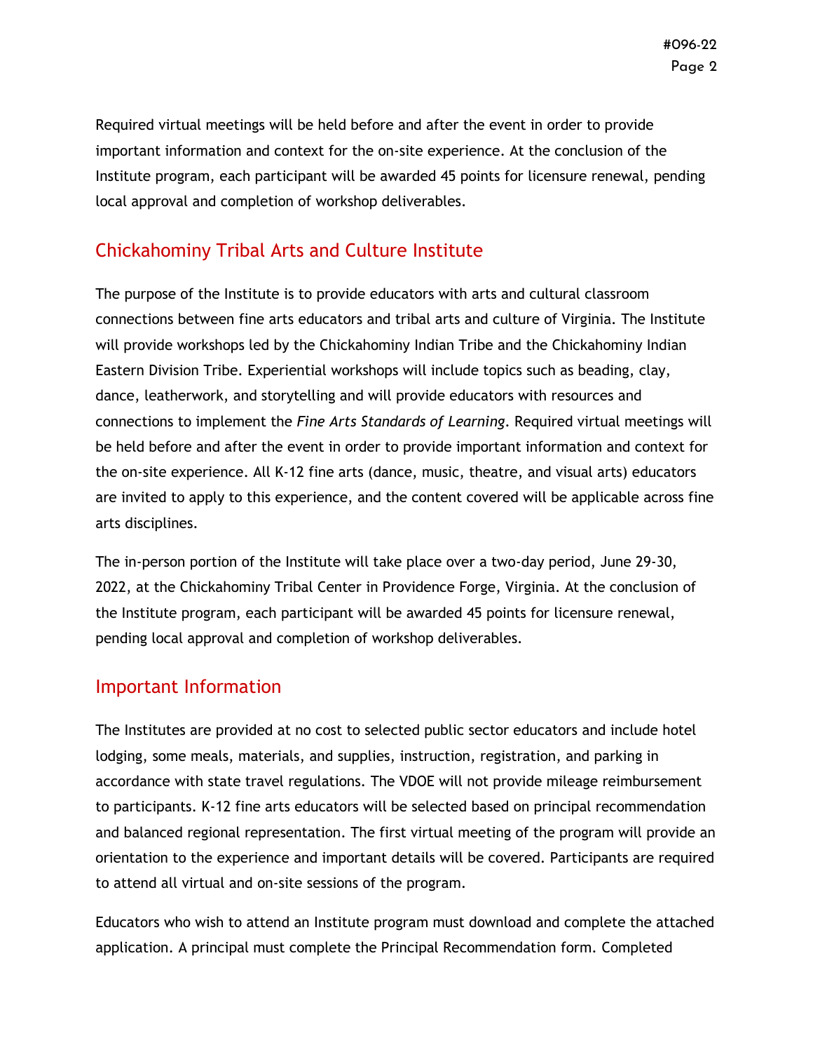Required virtual meetings will be held before and after the event in order to provide important information and context for the on-site experience. At the conclusion of the Institute program, each participant will be awarded 45 points for licensure renewal, pending local approval and completion of workshop deliverables.

## Chickahominy Tribal Arts and Culture Institute

The purpose of the Institute is to provide educators with arts and cultural classroom connections between fine arts educators and tribal arts and culture of Virginia. The Institute will provide workshops led by the Chickahominy Indian Tribe and the Chickahominy Indian Eastern Division Tribe. Experiential workshops will include topics such as beading, clay, dance, leatherwork, and storytelling and will provide educators with resources and connections to implement the *Fine Arts Standards of Learning*. Required virtual meetings will be held before and after the event in order to provide important information and context for the on-site experience. All K-12 fine arts (dance, music, theatre, and visual arts) educators are invited to apply to this experience, and the content covered will be applicable across fine arts disciplines.

The in-person portion of the Institute will take place over a two-day period, June 29-30, 2022, at the Chickahominy Tribal Center in Providence Forge, Virginia. At the conclusion of the Institute program, each participant will be awarded 45 points for licensure renewal, pending local approval and completion of workshop deliverables.

## Important Information

The Institutes are provided at no cost to selected public sector educators and include hotel lodging, some meals, materials, and supplies, instruction, registration, and parking in accordance with state travel regulations. The VDOE will not provide mileage reimbursement to participants. K-12 fine arts educators will be selected based on principal recommendation and balanced regional representation. The first virtual meeting of the program will provide an orientation to the experience and important details will be covered. Participants are required to attend all virtual and on-site sessions of the program.

Educators who wish to attend an Institute program must download and complete the attached application. A principal must complete the Principal Recommendation form. Completed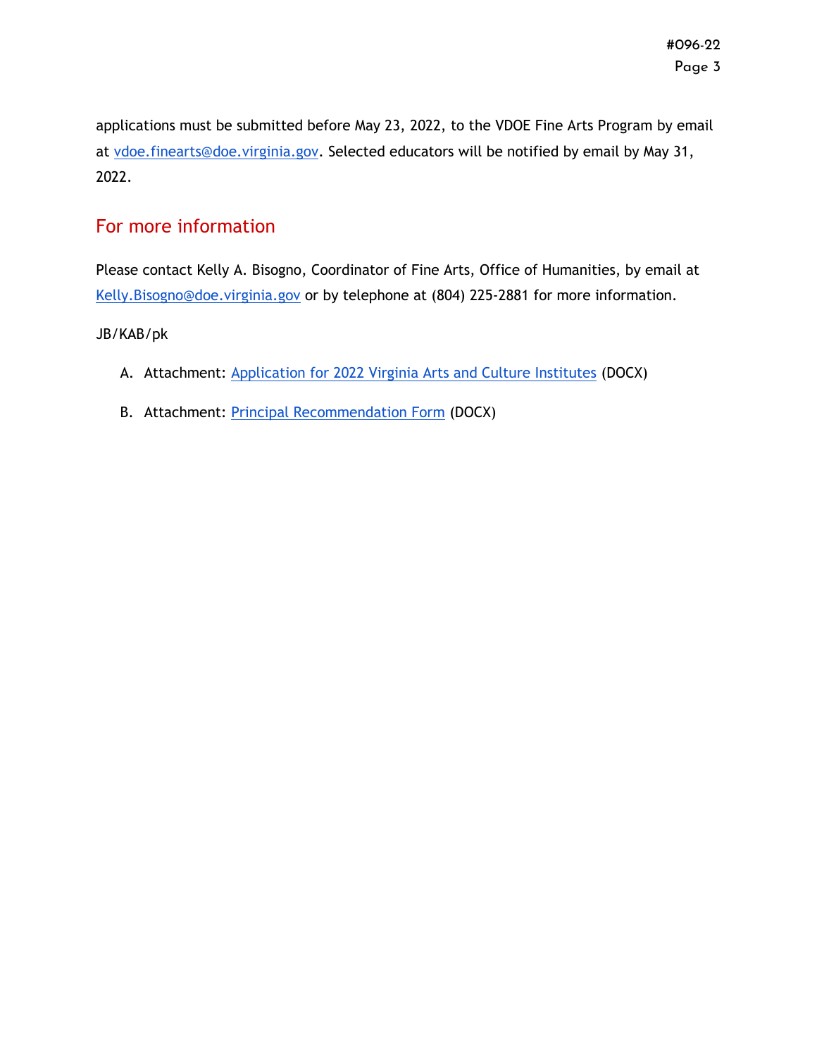applications must be submitted before May 23, 2022, to the VDOE Fine Arts Program by email at vdoe.finearts@doe.virginia.gov. Selected educators will be notified by email by May 31, 2022.

## For more information

Please contact Kelly A. Bisogno, Coordinator of Fine Arts, Office of Humanities, by email at Kelly.Bisogno@doe.virginia.gov or by telephone at (804) 225-2881 for more information.

JB/KAB/pk

A. Attachment: Application for 2022 Virginia Arts and Culture Institutes (DOCX)

B. Attachment: Principal Recommendation Form (DOCX)